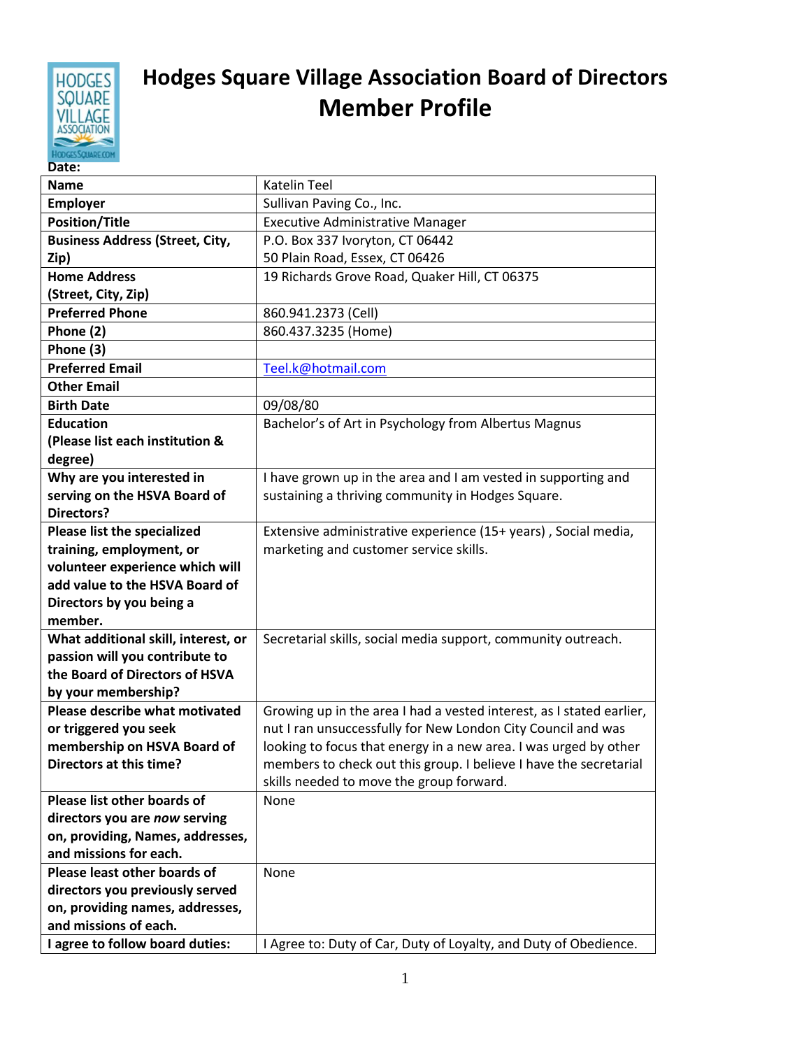# Hodges Square Village Association Board of Directors Member Profile

**Date:**

| **Name** | Katelin Teel |
|---|---|
| **Employer** | Sullivan Paving Co., Inc. |
| **Position/Title** | Executive Administrative Manager |
| **Business Address (Street, City, Zip)** | P.O. Box 337 Ivoryton, CT 06442<br>50 Plain Road, Essex, CT 06426 |
| **Home Address (Street, City, Zip)** | 19 Richards Grove Road, Quaker Hill, CT 06375 |
| **Preferred Phone** | 860.941.2373 (Cell) |
| **Phone (2)** | 860.437.3235 (Home) |
| **Phone (3)** | |
| **Preferred Email** | Teel.k@hotmail.com |
| **Other Email** | |
| **Birth Date** | 09/08/80 |
| **Education (Please list each institution & degree)** | Bachelor's of Art in Psychology from Albertus Magnus |
| **Why are you interested in serving on the HSVA Board of Directors?** | I have grown up in the area and I am vested in supporting and sustaining a thriving community in Hodges Square. |
| **Please list the specialized training, employment, or volunteer experience which will add value to the HSVA Board of Directors by you being a member.** | Extensive administrative experience (15+ years) , Social media, marketing and customer service skills. |
| **What additional skill, interest, or passion will you contribute to the Board of Directors of HSVA by your membership?** | Secretarial skills, social media support, community outreach. |
| **Please describe what motivated or triggered you seek membership on HSVA Board of Directors at this time?** | Growing up in the area I had a vested interest, as I stated earlier, nut I ran unsuccessfully for New London City Council and was looking to focus that energy in a new area. I was urged by other members to check out this group. I believe I have the secretarial skills needed to move the group forward. |
| **Please list other boards of directors you are *now* serving on, providing, Names, addresses, and missions for each.** | None |
| **Please least other boards of directors you previously served on, providing names, addresses, and missions of each.** | None |
| **I agree to follow board duties:** | I Agree to: Duty of Car, Duty of Loyalty, and Duty of Obedience. |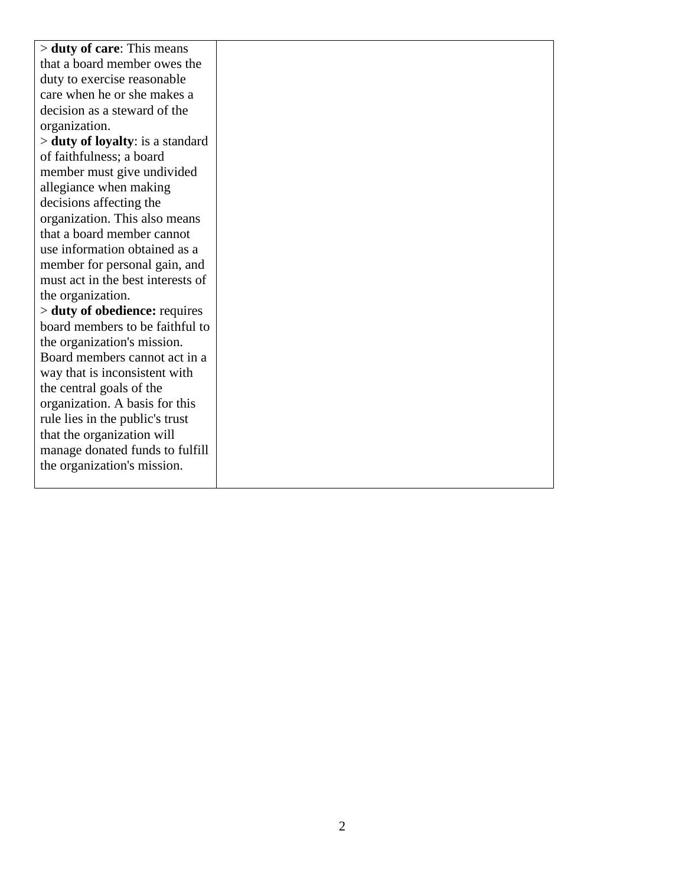| | |
|---|---|
| > **duty of care**: This means that a board member owes the duty to exercise reasonable care when he or she makes a decision as a steward of the organization.<br>> **duty of loyalty**: is a standard of faithfulness; a board member must give undivided allegiance when making decisions affecting the organization. This also means that a board member cannot use information obtained as a member for personal gain, and must act in the best interests of the organization.<br>> **duty of obedience:** requires board members to be faithful to the organization's mission. Board members cannot act in a way that is inconsistent with the central goals of the organization. A basis for this rule lies in the public's trust that the organization will manage donated funds to fulfill the organization's mission. | |